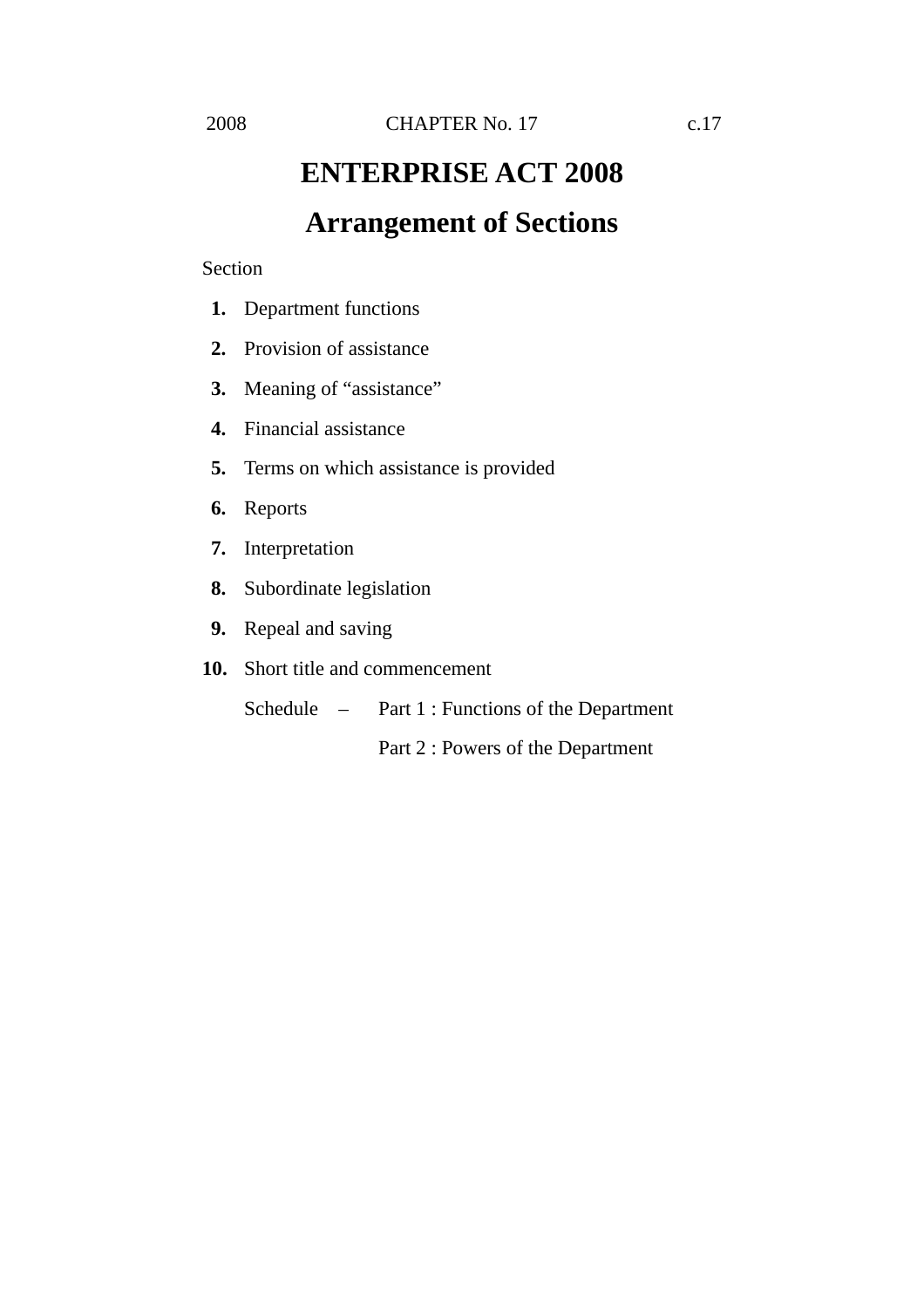# ENTERPRISE ACT 2008

## Arrangement of Sections

Section

**1.** Department functions

**2.** Provision of assistance

**3.** Meaning of "assistance"

**4.** Financial assistance

**5.** Terms on which assistance is provided

**6.** Reports

**7.** Interpretation

**8.** Subordinate legislation

**9.** Repeal and saving

**10.** Short title and commencement

Schedule – Part 1 : Functions of the Department

Part 2 : Powers of the Department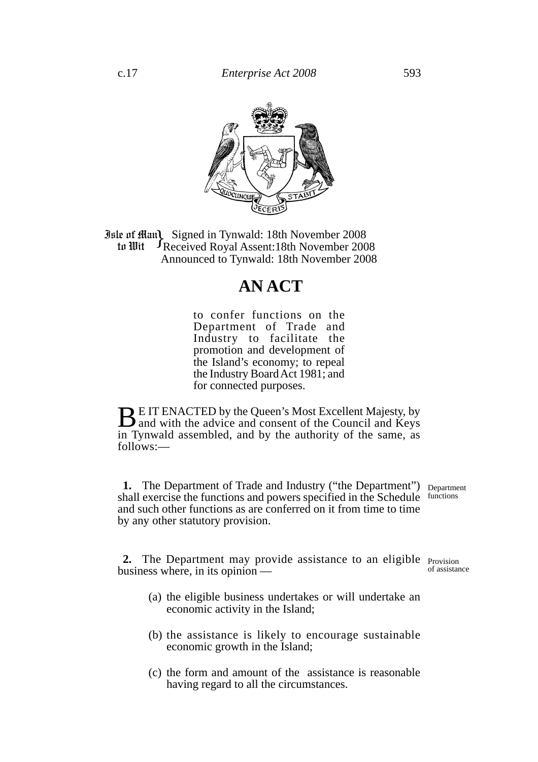Isle of Man to Wit } Signed in Tynwald: 18th November 2008
Received Royal Assent:18th November 2008
Announced to Tynwald: 18th November 2008

# AN ACT

to confer functions on the Department of Trade and Industry to facilitate the promotion and development of the Island's economy; to repeal the Industry Board Act 1981; and for connected purposes.

BE IT ENACTED by the Queen's Most Excellent Majesty, by and with the advice and consent of the Council and Keys in Tynwald assembled, and by the authority of the same, as follows:—

*Department functions*

**1.** The Department of Trade and Industry ("the Department") shall exercise the functions and powers specified in the Schedule and such other functions as are conferred on it from time to time by any other statutory provision.

*Provision of assistance*

**2.** The Department may provide assistance to an eligible business where, in its opinion —

(a) the eligible business undertakes or will undertake an economic activity in the Island;

(b) the assistance is likely to encourage sustainable economic growth in the Island;

(c) the form and amount of the assistance is reasonable having regard to all the circumstances.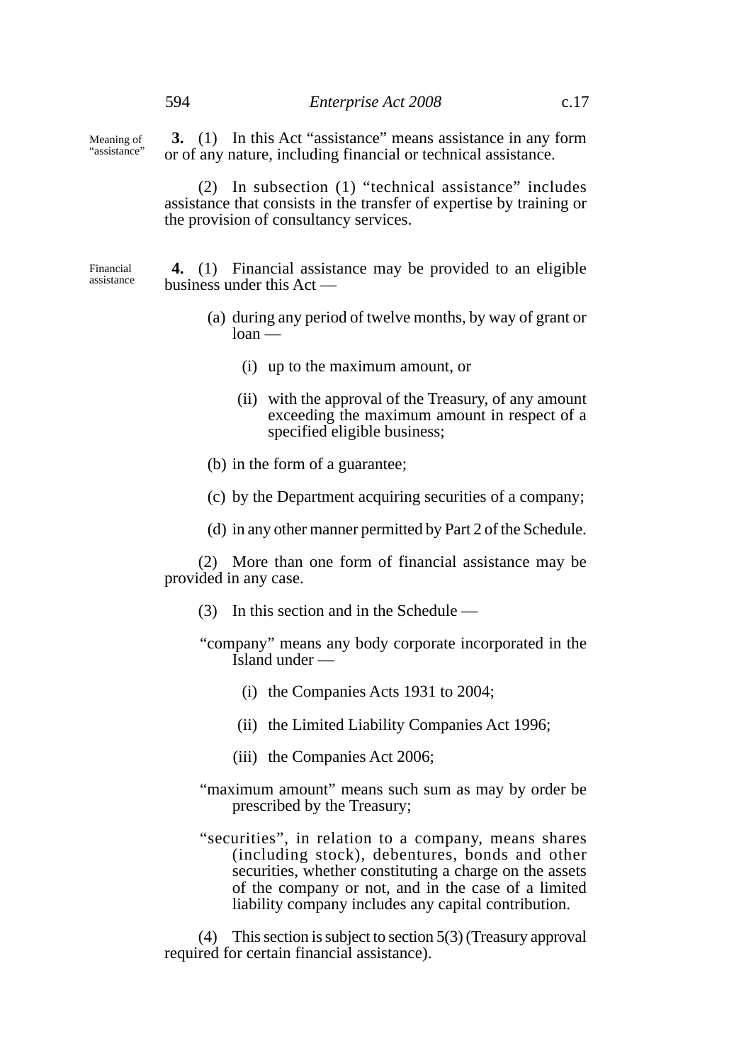**3.** (1) In this Act "assistance" means assistance in any form or of any nature, including financial or technical assistance.

Meaning of "assistance"

(2) In subsection (1) "technical assistance" includes assistance that consists in the transfer of expertise by training or the provision of consultancy services.

Financial assistance

**4.** (1) Financial assistance may be provided to an eligible business under this Act —

(a) during any period of twelve months, by way of grant or loan —

(i) up to the maximum amount, or

(ii) with the approval of the Treasury, of any amount exceeding the maximum amount in respect of a specified eligible business;

(b) in the form of a guarantee;

(c) by the Department acquiring securities of a company;

(d) in any other manner permitted by Part 2 of the Schedule.

(2) More than one form of financial assistance may be provided in any case.

(3) In this section and in the Schedule —

"company" means any body corporate incorporated in the Island under —

(i) the Companies Acts 1931 to 2004;

(ii) the Limited Liability Companies Act 1996;

(iii) the Companies Act 2006;

"maximum amount" means such sum as may by order be prescribed by the Treasury;

"securities", in relation to a company, means shares (including stock), debentures, bonds and other securities, whether constituting a charge on the assets of the company or not, and in the case of a limited liability company includes any capital contribution.

(4) This section is subject to section 5(3) (Treasury approval required for certain financial assistance).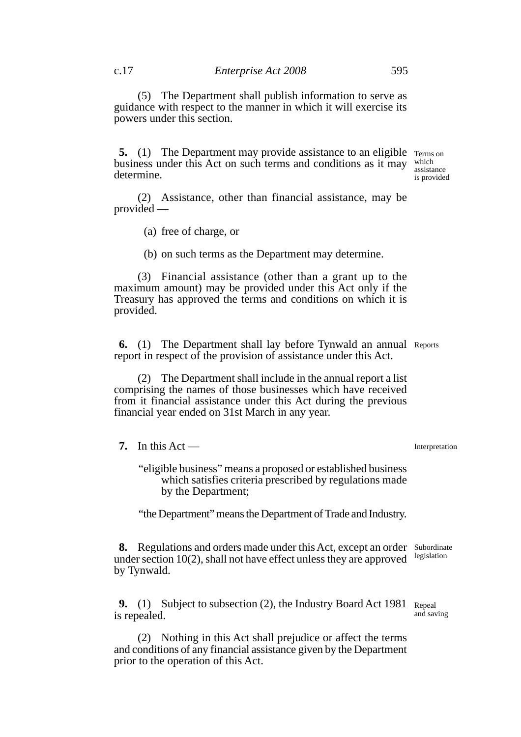(5) The Department shall publish information to serve as guidance with respect to the manner in which it will exercise its powers under this section.

**5.** (1) The Department may provide assistance to an eligible business under this Act on such terms and conditions as it may determine.

*Terms on which assistance is provided*

(2) Assistance, other than financial assistance, may be provided —

(a) free of charge, or

(b) on such terms as the Department may determine.

(3) Financial assistance (other than a grant up to the maximum amount) may be provided under this Act only if the Treasury has approved the terms and conditions on which it is provided.

**6.** (1) The Department shall lay before Tynwald an annual report in respect of the provision of assistance under this Act.

*Reports*

(2) The Department shall include in the annual report a list comprising the names of those businesses which have received from it financial assistance under this Act during the previous financial year ended on 31st March in any year.

**7.** In this Act —

*Interpretation*

"eligible business" means a proposed or established business which satisfies criteria prescribed by regulations made by the Department;

"the Department" means the Department of Trade and Industry.

**8.** Regulations and orders made under this Act, except an order under section 10(2), shall not have effect unless they are approved by Tynwald.

*Subordinate legislation*

**9.** (1) Subject to subsection (2), the Industry Board Act 1981 is repealed.

*Repeal and saving*

(2) Nothing in this Act shall prejudice or affect the terms and conditions of any financial assistance given by the Department prior to the operation of this Act.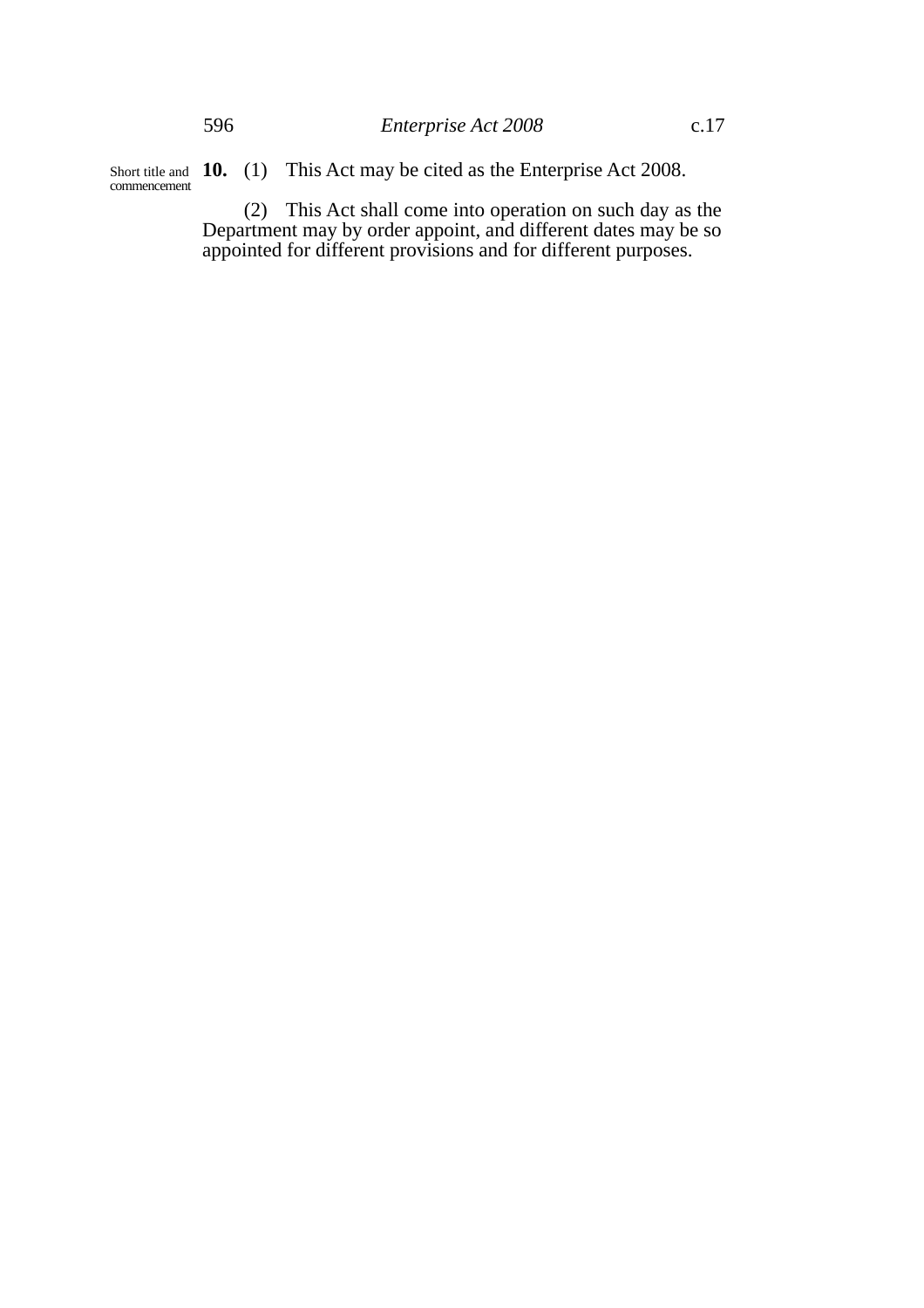Short title and commencement

**10.** (1) This Act may be cited as the Enterprise Act 2008.

(2) This Act shall come into operation on such day as the Department may by order appoint, and different dates may be so appointed for different provisions and for different purposes.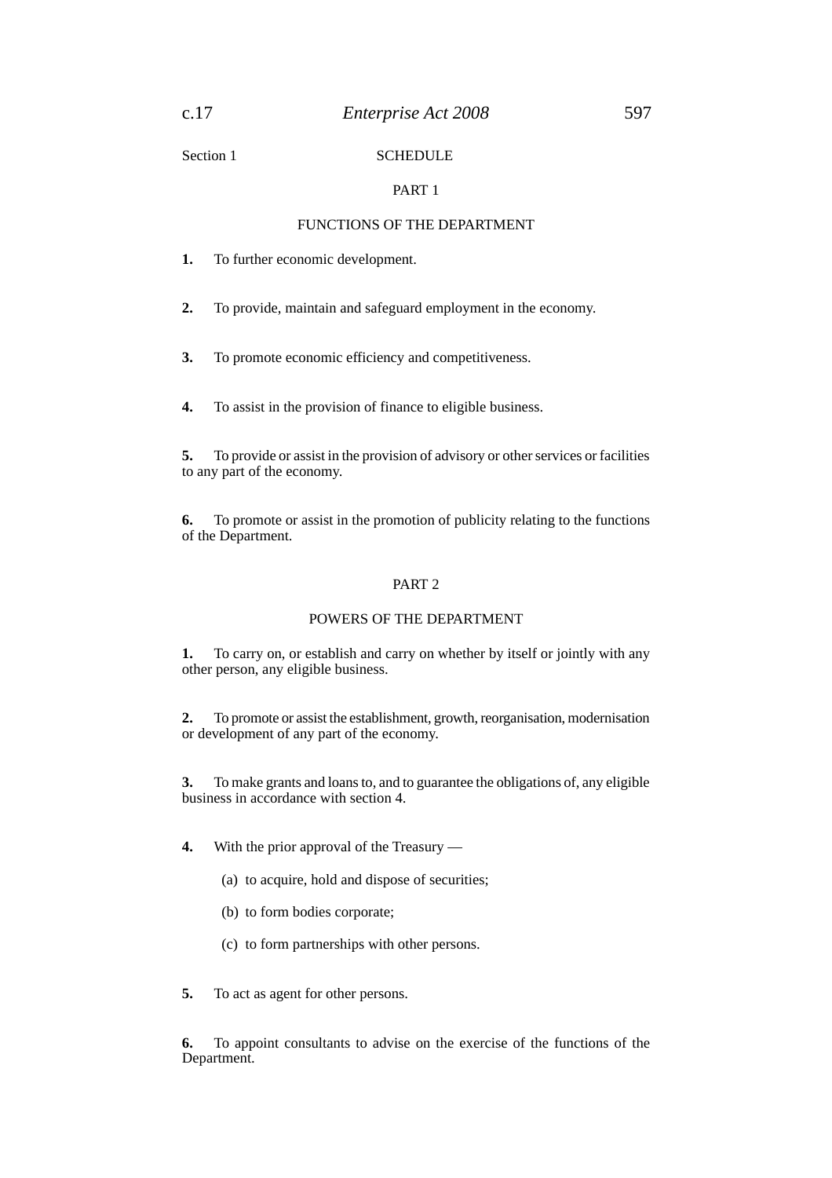Section 1

# SCHEDULE

## PART 1

## FUNCTIONS OF THE DEPARTMENT

**1.** To further economic development.

**2.** To provide, maintain and safeguard employment in the economy.

**3.** To promote economic efficiency and competitiveness.

**4.** To assist in the provision of finance to eligible business.

**5.** To provide or assist in the provision of advisory or other services or facilities to any part of the economy.

**6.** To promote or assist in the promotion of publicity relating to the functions of the Department.

## PART 2

## POWERS OF THE DEPARTMENT

**1.** To carry on, or establish and carry on whether by itself or jointly with any other person, any eligible business.

**2.** To promote or assist the establishment, growth, reorganisation, modernisation or development of any part of the economy.

**3.** To make grants and loans to, and to guarantee the obligations of, any eligible business in accordance with section 4.

**4.** With the prior approval of the Treasury —

(a) to acquire, hold and dispose of securities;

(b) to form bodies corporate;

(c) to form partnerships with other persons.

**5.** To act as agent for other persons.

**6.** To appoint consultants to advise on the exercise of the functions of the Department.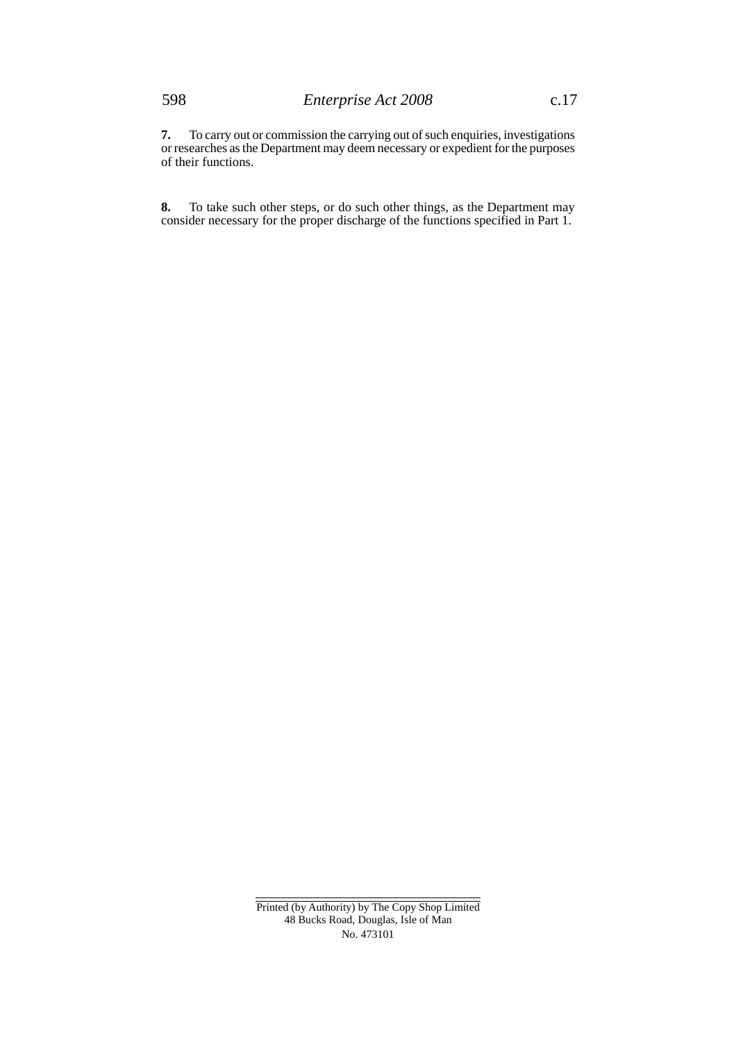**7.** To carry out or commission the carrying out of such enquiries, investigations or researches as the Department may deem necessary or expedient for the purposes of their functions.

**8.** To take such other steps, or do such other things, as the Department may consider necessary for the proper discharge of the functions specified in Part 1.

Printed (by Authority) by The Copy Shop Limited
48 Bucks Road, Douglas, Isle of Man
No. 473101